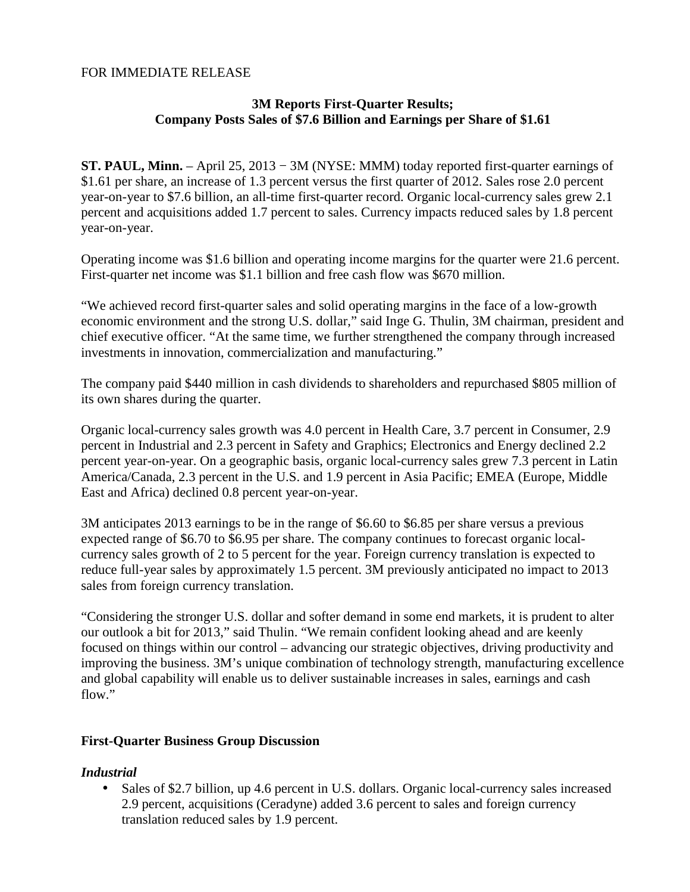FOR IMMEDIATE RELEASE

# 3M Reports First-Quarter Results; Company Posts Sales of $7.6 Billion and Earnings per Share of $1.61

**ST. PAUL, Minn.** – April 25, 2013 − 3M (NYSE: MMM) today reported first-quarter earnings of $1.61 per share, an increase of 1.3 percent versus the first quarter of 2012. Sales rose 2.0 percent year-on-year to $7.6 billion, an all-time first-quarter record. Organic local-currency sales grew 2.1 percent and acquisitions added 1.7 percent to sales. Currency impacts reduced sales by 1.8 percent year-on-year.

Operating income was $1.6 billion and operating income margins for the quarter were 21.6 percent. First-quarter net income was $1.1 billion and free cash flow was $670 million.

"We achieved record first-quarter sales and solid operating margins in the face of a low-growth economic environment and the strong U.S. dollar," said Inge G. Thulin, 3M chairman, president and chief executive officer. "At the same time, we further strengthened the company through increased investments in innovation, commercialization and manufacturing."

The company paid $440 million in cash dividends to shareholders and repurchased $805 million of its own shares during the quarter.

Organic local-currency sales growth was 4.0 percent in Health Care, 3.7 percent in Consumer, 2.9 percent in Industrial and 2.3 percent in Safety and Graphics; Electronics and Energy declined 2.2 percent year-on-year. On a geographic basis, organic local-currency sales grew 7.3 percent in Latin America/Canada, 2.3 percent in the U.S. and 1.9 percent in Asia Pacific; EMEA (Europe, Middle East and Africa) declined 0.8 percent year-on-year.

3M anticipates 2013 earnings to be in the range of $6.60 to $6.85 per share versus a previous expected range of $6.70 to $6.95 per share. The company continues to forecast organic local-currency sales growth of 2 to 5 percent for the year. Foreign currency translation is expected to reduce full-year sales by approximately 1.5 percent. 3M previously anticipated no impact to 2013 sales from foreign currency translation.

"Considering the stronger U.S. dollar and softer demand in some end markets, it is prudent to alter our outlook a bit for 2013," said Thulin. "We remain confident looking ahead and are keenly focused on things within our control – advancing our strategic objectives, driving productivity and improving the business. 3M's unique combination of technology strength, manufacturing excellence and global capability will enable us to deliver sustainable increases in sales, earnings and cash flow."

## First-Quarter Business Group Discussion

### *Industrial*

- Sales of $2.7 billion, up 4.6 percent in U.S. dollars. Organic local-currency sales increased 2.9 percent, acquisitions (Ceradyne) added 3.6 percent to sales and foreign currency translation reduced sales by 1.9 percent.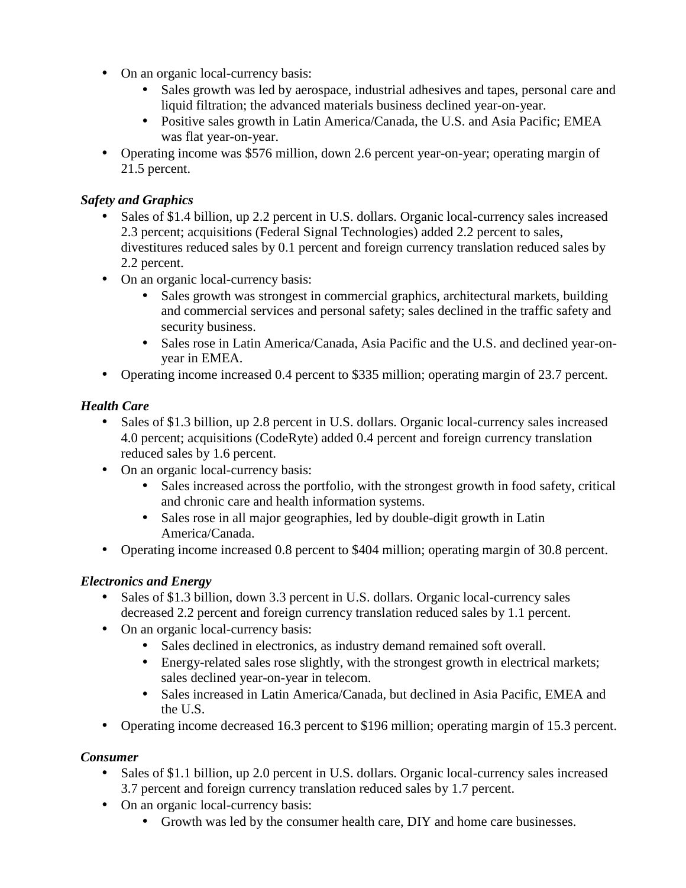- On an organic local-currency basis:
    - Sales growth was led by aerospace, industrial adhesives and tapes, personal care and liquid filtration; the advanced materials business declined year-on-year.
    - Positive sales growth in Latin America/Canada, the U.S. and Asia Pacific; EMEA was flat year-on-year.
- Operating income was $576 million, down 2.6 percent year-on-year; operating margin of 21.5 percent.

***Safety and Graphics***

- Sales of $1.4 billion, up 2.2 percent in U.S. dollars. Organic local-currency sales increased 2.3 percent; acquisitions (Federal Signal Technologies) added 2.2 percent to sales, divestitures reduced sales by 0.1 percent and foreign currency translation reduced sales by 2.2 percent.
- On an organic local-currency basis:
    - Sales growth was strongest in commercial graphics, architectural markets, building and commercial services and personal safety; sales declined in the traffic safety and security business.
    - Sales rose in Latin America/Canada, Asia Pacific and the U.S. and declined year-on-year in EMEA.
- Operating income increased 0.4 percent to $335 million; operating margin of 23.7 percent.

***Health Care***

- Sales of $1.3 billion, up 2.8 percent in U.S. dollars. Organic local-currency sales increased 4.0 percent; acquisitions (CodeRyte) added 0.4 percent and foreign currency translation reduced sales by 1.6 percent.
- On an organic local-currency basis:
    - Sales increased across the portfolio, with the strongest growth in food safety, critical and chronic care and health information systems.
    - Sales rose in all major geographies, led by double-digit growth in Latin America/Canada.
- Operating income increased 0.8 percent to $404 million; operating margin of 30.8 percent.

***Electronics and Energy***

- Sales of $1.3 billion, down 3.3 percent in U.S. dollars. Organic local-currency sales decreased 2.2 percent and foreign currency translation reduced sales by 1.1 percent.
- On an organic local-currency basis:
    - Sales declined in electronics, as industry demand remained soft overall.
    - Energy-related sales rose slightly, with the strongest growth in electrical markets; sales declined year-on-year in telecom.
    - Sales increased in Latin America/Canada, but declined in Asia Pacific, EMEA and the U.S.
- Operating income decreased 16.3 percent to $196 million; operating margin of 15.3 percent.

***Consumer***

- Sales of $1.1 billion, up 2.0 percent in U.S. dollars. Organic local-currency sales increased 3.7 percent and foreign currency translation reduced sales by 1.7 percent.
- On an organic local-currency basis:
    - Growth was led by the consumer health care, DIY and home care businesses.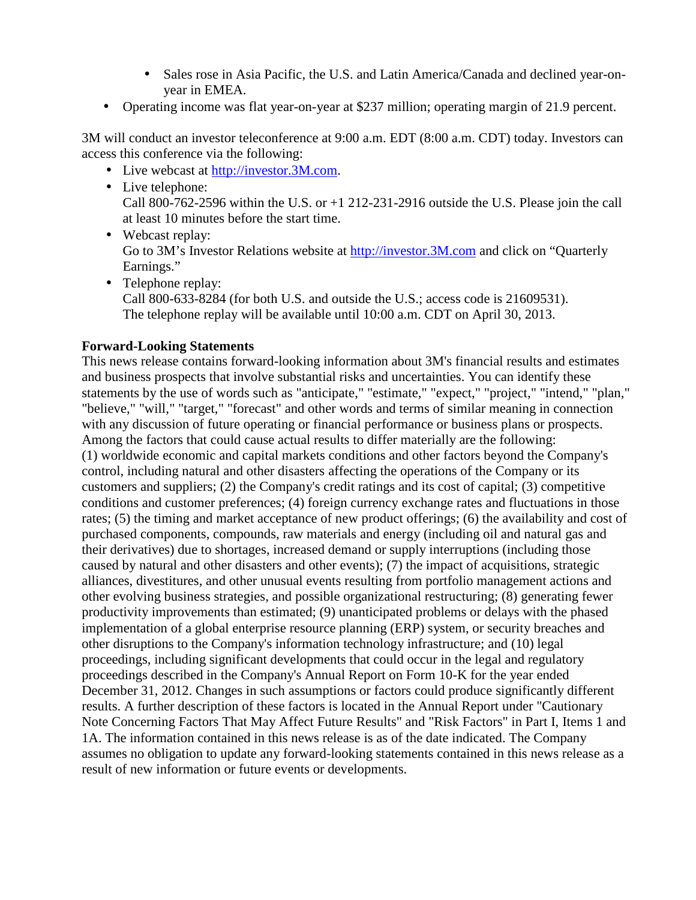- Sales rose in Asia Pacific, the U.S. and Latin America/Canada and declined year-on-year in EMEA.
- Operating income was flat year-on-year at $237 million; operating margin of 21.9 percent.

3M will conduct an investor teleconference at 9:00 a.m. EDT (8:00 a.m. CDT) today. Investors can access this conference via the following:

- Live webcast at http://investor.3M.com.
- Live telephone:
  Call 800-762-2596 within the U.S. or +1 212-231-2916 outside the U.S. Please join the call at least 10 minutes before the start time.
- Webcast replay:
  Go to 3M's Investor Relations website at http://investor.3M.com and click on "Quarterly Earnings."
- Telephone replay:
  Call 800-633-8284 (for both U.S. and outside the U.S.; access code is 21609531). The telephone replay will be available until 10:00 a.m. CDT on April 30, 2013.

**Forward-Looking Statements**

This news release contains forward-looking information about 3M's financial results and estimates and business prospects that involve substantial risks and uncertainties. You can identify these statements by the use of words such as "anticipate," "estimate," "expect," "project," "intend," "plan," "believe," "will," "target," "forecast" and other words and terms of similar meaning in connection with any discussion of future operating or financial performance or business plans or prospects. Among the factors that could cause actual results to differ materially are the following: (1) worldwide economic and capital markets conditions and other factors beyond the Company's control, including natural and other disasters affecting the operations of the Company or its customers and suppliers; (2) the Company's credit ratings and its cost of capital; (3) competitive conditions and customer preferences; (4) foreign currency exchange rates and fluctuations in those rates; (5) the timing and market acceptance of new product offerings; (6) the availability and cost of purchased components, compounds, raw materials and energy (including oil and natural gas and their derivatives) due to shortages, increased demand or supply interruptions (including those caused by natural and other disasters and other events); (7) the impact of acquisitions, strategic alliances, divestitures, and other unusual events resulting from portfolio management actions and other evolving business strategies, and possible organizational restructuring; (8) generating fewer productivity improvements than estimated; (9) unanticipated problems or delays with the phased implementation of a global enterprise resource planning (ERP) system, or security breaches and other disruptions to the Company's information technology infrastructure; and (10) legal proceedings, including significant developments that could occur in the legal and regulatory proceedings described in the Company's Annual Report on Form 10-K for the year ended December 31, 2012. Changes in such assumptions or factors could produce significantly different results. A further description of these factors is located in the Annual Report under "Cautionary Note Concerning Factors That May Affect Future Results" and "Risk Factors" in Part I, Items 1 and 1A. The information contained in this news release is as of the date indicated. The Company assumes no obligation to update any forward-looking statements contained in this news release as a result of new information or future events or developments.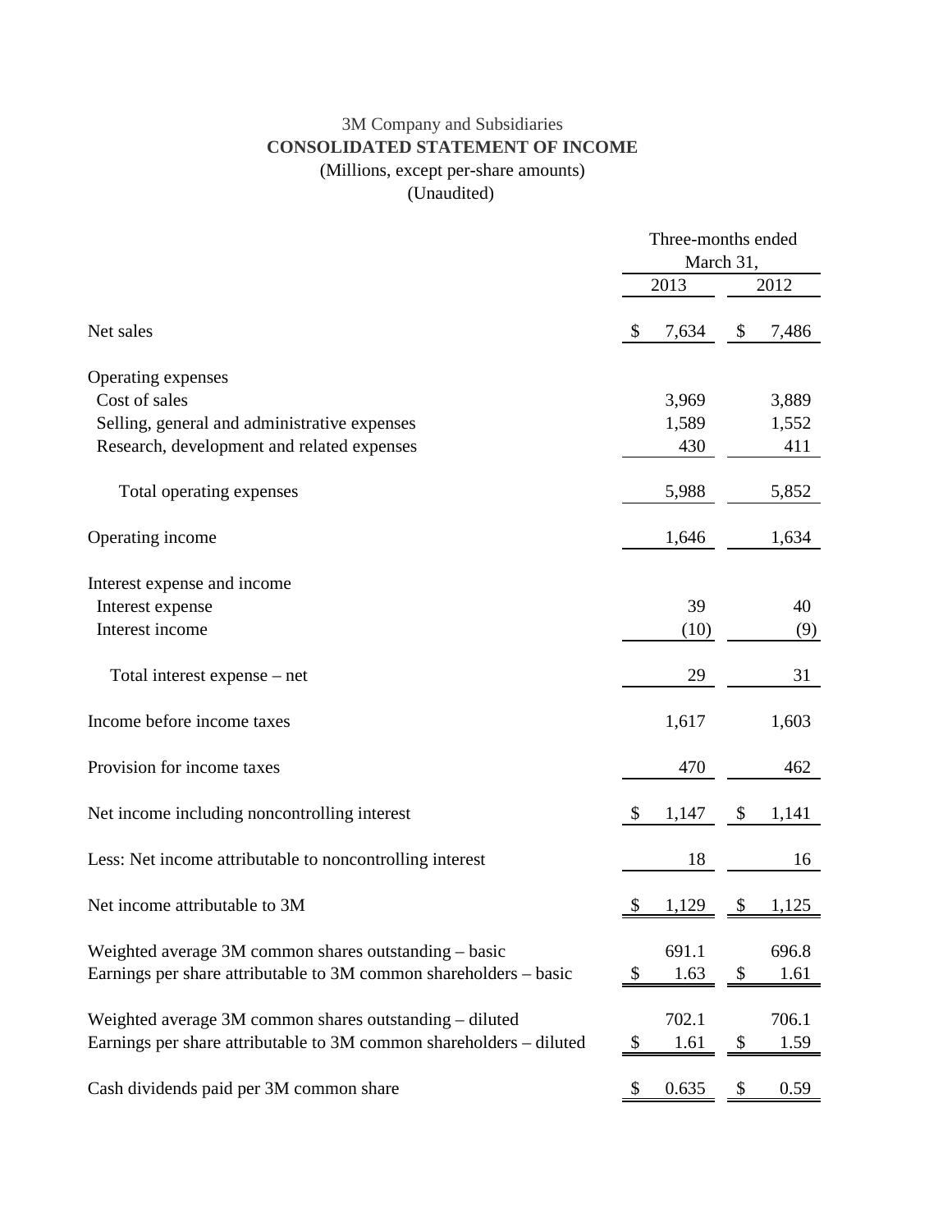3M Company and Subsidiaries

**CONSOLIDATED STATEMENT OF INCOME**

(Millions, except per-share amounts)

(Unaudited)

| | Three-months ended March 31, | |
|---|---|---|
| | 2013 | 2012 |
| Net sales | $ 7,634 | $ 7,486 |
| Operating expenses | | |
| Cost of sales | 3,969 | 3,889 |
| Selling, general and administrative expenses | 1,589 | 1,552 |
| Research, development and related expenses | 430 | 411 |
| Total operating expenses | 5,988 | 5,852 |
| Operating income | 1,646 | 1,634 |
| Interest expense and income | | |
| Interest expense | 39 | 40 |
| Interest income | (10) | (9) |
| Total interest expense – net | 29 | 31 |
| Income before income taxes | 1,617 | 1,603 |
| Provision for income taxes | 470 | 462 |
| Net income including noncontrolling interest | $ 1,147 | $ 1,141 |
| Less: Net income attributable to noncontrolling interest | 18 | 16 |
| Net income attributable to 3M | $ 1,129 | $ 1,125 |
| Weighted average 3M common shares outstanding – basic | 691.1 | 696.8 |
| Earnings per share attributable to 3M common shareholders – basic | $ 1.63 | $ 1.61 |
| Weighted average 3M common shares outstanding – diluted | 702.1 | 706.1 |
| Earnings per share attributable to 3M common shareholders – diluted | $ 1.61 | $ 1.59 |
| Cash dividends paid per 3M common share | $ 0.635 | $ 0.59 |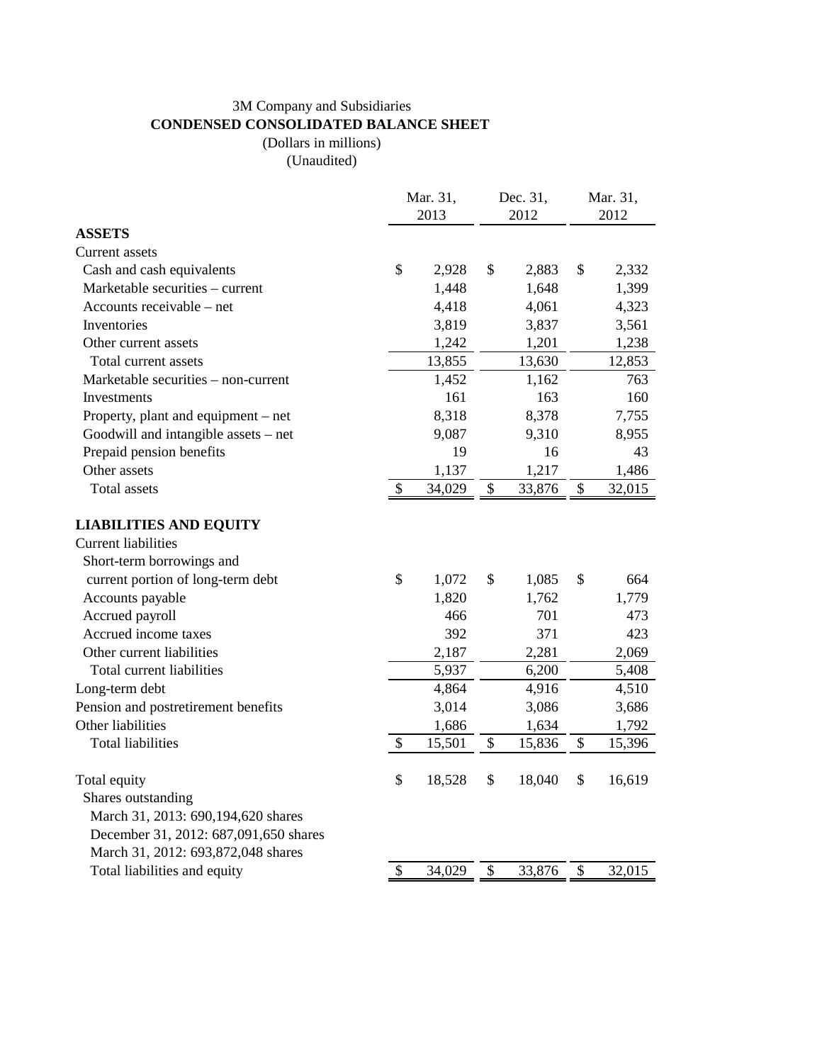3M Company and Subsidiaries

**CONDENSED CONSOLIDATED BALANCE SHEET**

(Dollars in millions)

(Unaudited)

| | Mar. 31, 2013 | Dec. 31, 2012 | Mar. 31, 2012 |
|---|---|---|---|
| **ASSETS** | | | |
| Current assets | | | |
| Cash and cash equivalents | $ 2,928 | $ 2,883 | $ 2,332 |
| Marketable securities – current | 1,448 | 1,648 | 1,399 |
| Accounts receivable – net | 4,418 | 4,061 | 4,323 |
| Inventories | 3,819 | 3,837 | 3,561 |
| Other current assets | 1,242 | 1,201 | 1,238 |
| Total current assets | 13,855 | 13,630 | 12,853 |
| Marketable securities – non-current | 1,452 | 1,162 | 763 |
| Investments | 161 | 163 | 160 |
| Property, plant and equipment – net | 8,318 | 8,378 | 7,755 |
| Goodwill and intangible assets – net | 9,087 | 9,310 | 8,955 |
| Prepaid pension benefits | 19 | 16 | 43 |
| Other assets | 1,137 | 1,217 | 1,486 |
| Total assets | $ 34,029 | $ 33,876 | $ 32,015 |
| **LIABILITIES AND EQUITY** | | | |
| Current liabilities | | | |
| Short-term borrowings and current portion of long-term debt | $ 1,072 | $ 1,085 | $ 664 |
| Accounts payable | 1,820 | 1,762 | 1,779 |
| Accrued payroll | 466 | 701 | 473 |
| Accrued income taxes | 392 | 371 | 423 |
| Other current liabilities | 2,187 | 2,281 | 2,069 |
| Total current liabilities | 5,937 | 6,200 | 5,408 |
| Long-term debt | 4,864 | 4,916 | 4,510 |
| Pension and postretirement benefits | 3,014 | 3,086 | 3,686 |
| Other liabilities | 1,686 | 1,634 | 1,792 |
| Total liabilities | $ 15,501 | $ 15,836 | $ 15,396 |
| Total equity | $ 18,528 | $ 18,040 | $ 16,619 |
| Shares outstanding | | | |
| March 31, 2013: 690,194,620 shares | | | |
| December 31, 2012: 687,091,650 shares | | | |
| March 31, 2012: 693,872,048 shares | | | |
| Total liabilities and equity | $ 34,029 | $ 33,876 | $ 32,015 |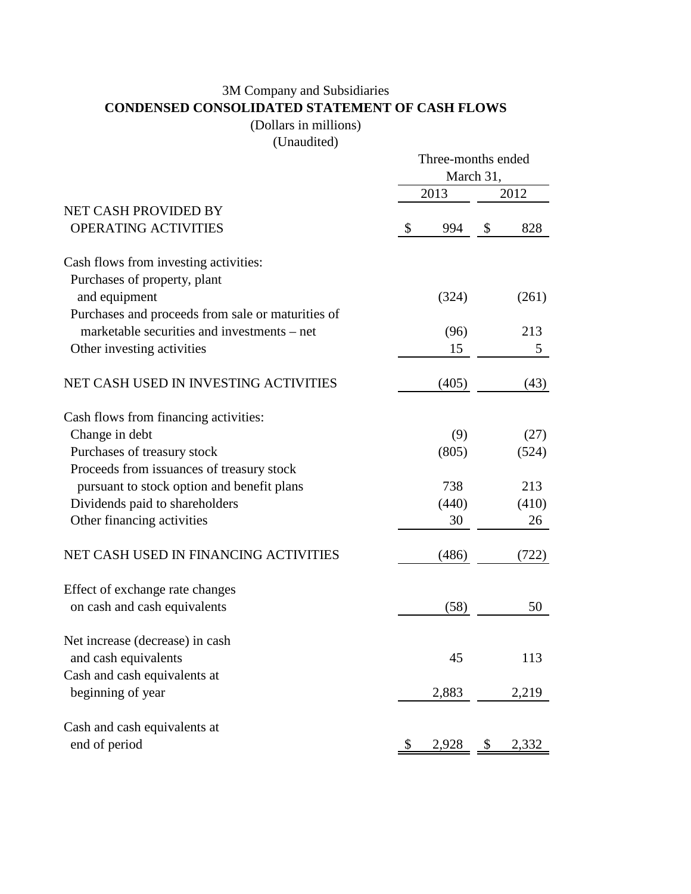3M Company and Subsidiaries

**CONDENSED CONSOLIDATED STATEMENT OF CASH FLOWS**

(Dollars in millions)

(Unaudited)

| | Three-months ended March 31, | |
|---|---|---|
| | 2013 | 2012 |
| NET CASH PROVIDED BY OPERATING ACTIVITIES | $ 994 | $ 828 |
| Cash flows from investing activities: | | |
| Purchases of property, plant and equipment | (324) | (261) |
| Purchases and proceeds from sale or maturities of marketable securities and investments – net | (96) | 213 |
| Other investing activities | 15 | 5 |
| NET CASH USED IN INVESTING ACTIVITIES | (405) | (43) |
| Cash flows from financing activities: | | |
| Change in debt | (9) | (27) |
| Purchases of treasury stock | (805) | (524) |
| Proceeds from issuances of treasury stock pursuant to stock option and benefit plans | 738 | 213 |
| Dividends paid to shareholders | (440) | (410) |
| Other financing activities | 30 | 26 |
| NET CASH USED IN FINANCING ACTIVITIES | (486) | (722) |
| Effect of exchange rate changes on cash and cash equivalents | (58) | 50 |
| Net increase (decrease) in cash and cash equivalents | 45 | 113 |
| Cash and cash equivalents at beginning of year | 2,883 | 2,219 |
| Cash and cash equivalents at end of period | $ 2,928 | $ 2,332 |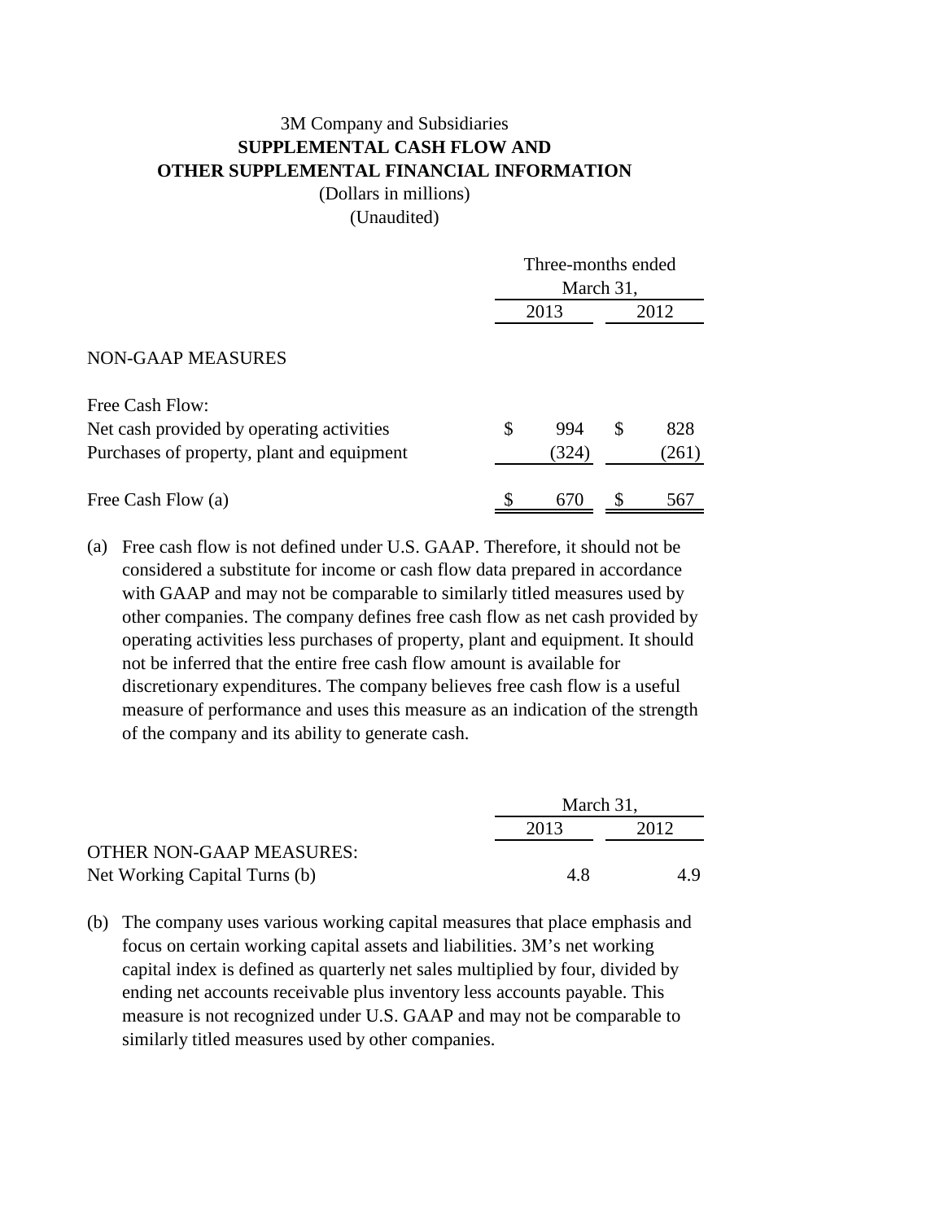3M Company and Subsidiaries

**SUPPLEMENTAL CASH FLOW AND**
**OTHER SUPPLEMENTAL FINANCIAL INFORMATION**

(Dollars in millions)
(Unaudited)

| | Three-months ended March 31, | |
|---|---|---|
| | 2013 | 2012 |
| NON-GAAP MEASURES | | |
| Free Cash Flow: | | |
| Net cash provided by operating activities | $ 994 | $ 828 |
| Purchases of property, plant and equipment | (324) | (261) |
| Free Cash Flow (a) | $ 670 | $ 567 |

(a) Free cash flow is not defined under U.S. GAAP. Therefore, it should not be considered a substitute for income or cash flow data prepared in accordance with GAAP and may not be comparable to similarly titled measures used by other companies. The company defines free cash flow as net cash provided by operating activities less purchases of property, plant and equipment. It should not be inferred that the entire free cash flow amount is available for discretionary expenditures. The company believes free cash flow is a useful measure of performance and uses this measure as an indication of the strength of the company and its ability to generate cash.

| | March 31, | |
|---|---|---|
| | 2013 | 2012 |
| OTHER NON-GAAP MEASURES: | | |
| Net Working Capital Turns (b) | 4.8 | 4.9 |

(b) The company uses various working capital measures that place emphasis and focus on certain working capital assets and liabilities. 3M's net working capital index is defined as quarterly net sales multiplied by four, divided by ending net accounts receivable plus inventory less accounts payable. This measure is not recognized under U.S. GAAP and may not be comparable to similarly titled measures used by other companies.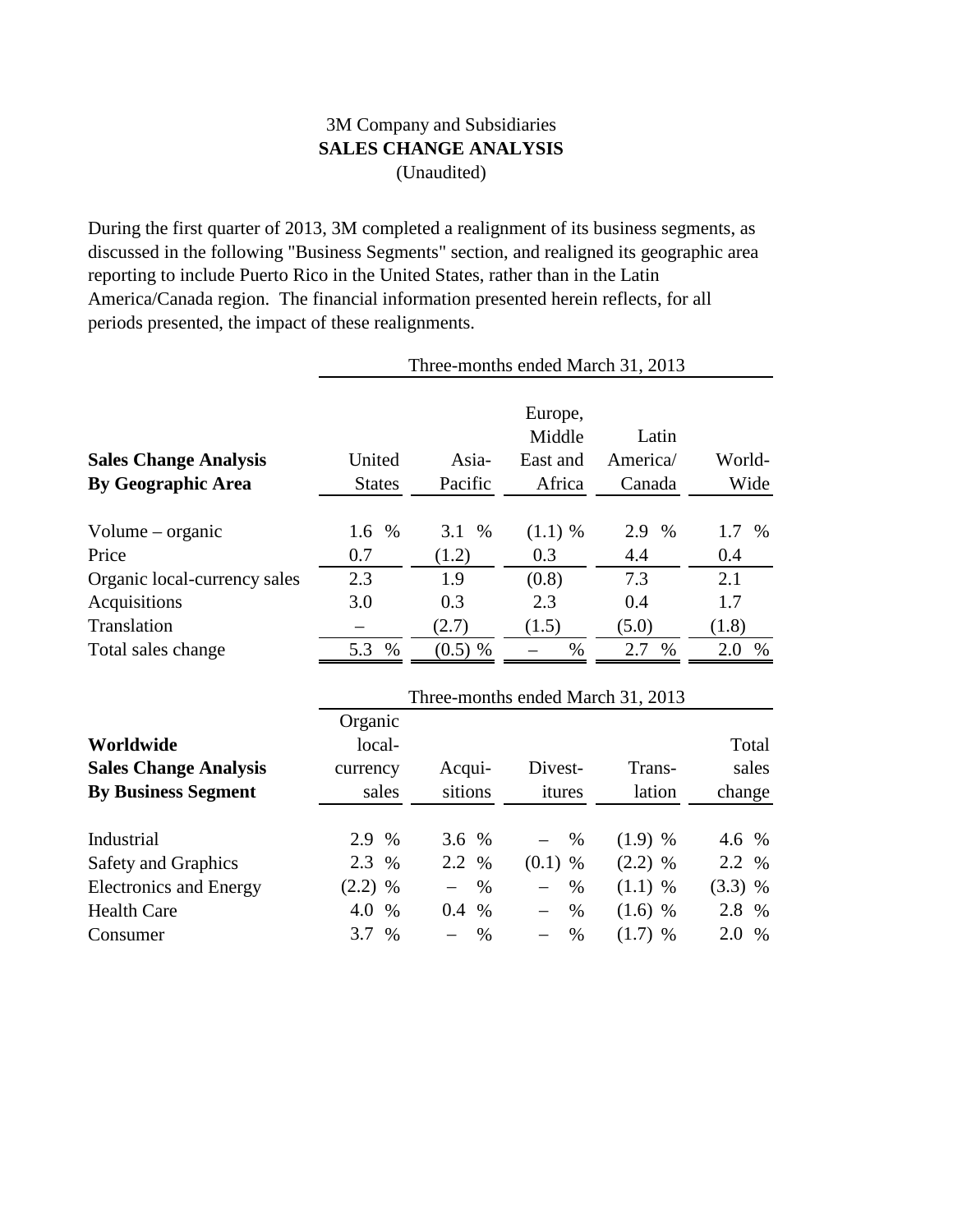3M Company and Subsidiaries

**SALES CHANGE ANALYSIS**

(Unaudited)

During the first quarter of 2013, 3M completed a realignment of its business segments, as discussed in the following "Business Segments" section, and realigned its geographic area reporting to include Puerto Rico in the United States, rather than in the Latin America/Canada region. The financial information presented herein reflects, for all periods presented, the impact of these realignments.

| | Three-months ended March 31, 2013 | | | | |
|---|---|---|---|---|---|
| **Sales Change Analysis By Geographic Area** | United States | Asia-Pacific | Europe, Middle East and Africa | Latin America/ Canada | World-Wide |
| Volume – organic | 1.6 % | 3.1 % | (1.1) % | 2.9 % | 1.7 % |
| Price | 0.7 | (1.2) | 0.3 | 4.4 | 0.4 |
| Organic local-currency sales | 2.3 | 1.9 | (0.8) | 7.3 | 2.1 |
| Acquisitions | 3.0 | 0.3 | 2.3 | 0.4 | 1.7 |
| Translation | – | (2.7) | (1.5) | (5.0) | (1.8) |
| Total sales change | 5.3 % | (0.5) % | – % | 2.7 % | 2.0 % |

| | Three-months ended March 31, 2013 | | | | |
|---|---|---|---|---|---|
| **Worldwide Sales Change Analysis By Business Segment** | Organic local-currency sales | Acqui-sitions | Divest-itures | Trans-lation | Total sales change |
| Industrial | 2.9 % | 3.6 % | – % | (1.9) % | 4.6 % |
| Safety and Graphics | 2.3 % | 2.2 % | (0.1) % | (2.2) % | 2.2 % |
| Electronics and Energy | (2.2) % | – % | – % | (1.1) % | (3.3) % |
| Health Care | 4.0 % | 0.4 % | – % | (1.6) % | 2.8 % |
| Consumer | 3.7 % | – % | – % | (1.7) % | 2.0 % |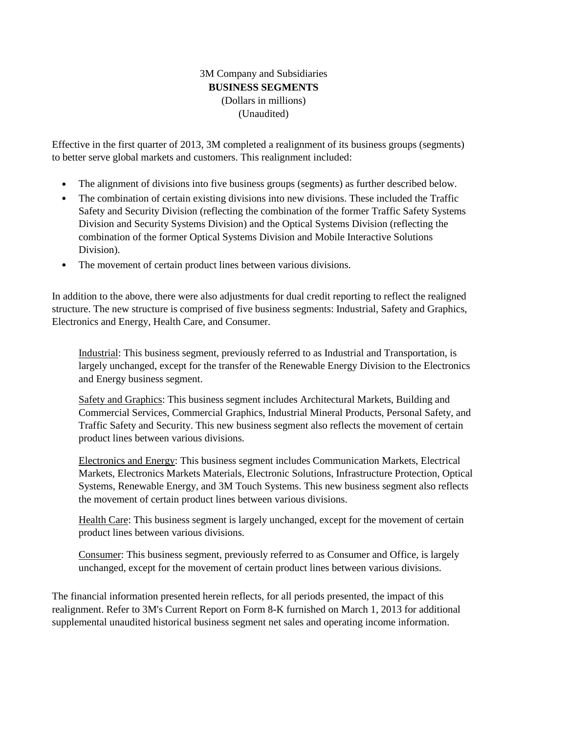3M Company and Subsidiaries

**BUSINESS SEGMENTS**

(Dollars in millions)

(Unaudited)

Effective in the first quarter of 2013, 3M completed a realignment of its business groups (segments) to better serve global markets and customers. This realignment included:

- The alignment of divisions into five business groups (segments) as further described below.
- The combination of certain existing divisions into new divisions. These included the Traffic Safety and Security Division (reflecting the combination of the former Traffic Safety Systems Division and Security Systems Division) and the Optical Systems Division (reflecting the combination of the former Optical Systems Division and Mobile Interactive Solutions Division).
- The movement of certain product lines between various divisions.

In addition to the above, there were also adjustments for dual credit reporting to reflect the realigned structure. The new structure is comprised of five business segments: Industrial, Safety and Graphics, Electronics and Energy, Health Care, and Consumer.

> <u>Industrial</u>: This business segment, previously referred to as Industrial and Transportation, is largely unchanged, except for the transfer of the Renewable Energy Division to the Electronics and Energy business segment.
>
> <u>Safety and Graphics</u>: This business segment includes Architectural Markets, Building and Commercial Services, Commercial Graphics, Industrial Mineral Products, Personal Safety, and Traffic Safety and Security. This new business segment also reflects the movement of certain product lines between various divisions.
>
> <u>Electronics and Energy</u>: This business segment includes Communication Markets, Electrical Markets, Electronics Markets Materials, Electronic Solutions, Infrastructure Protection, Optical Systems, Renewable Energy, and 3M Touch Systems. This new business segment also reflects the movement of certain product lines between various divisions.
>
> <u>Health Care</u>: This business segment is largely unchanged, except for the movement of certain product lines between various divisions.
>
> <u>Consumer</u>: This business segment, previously referred to as Consumer and Office, is largely unchanged, except for the movement of certain product lines between various divisions.

The financial information presented herein reflects, for all periods presented, the impact of this realignment. Refer to 3M's Current Report on Form 8-K furnished on March 1, 2013 for additional supplemental unaudited historical business segment net sales and operating income information.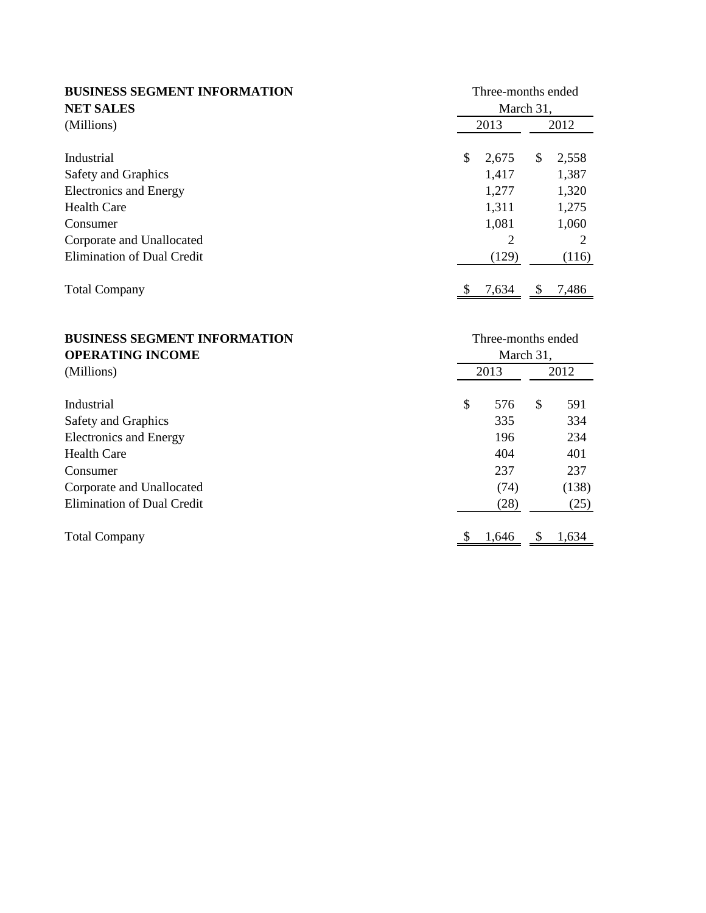**BUSINESS SEGMENT INFORMATION**
**NET SALES**
(Millions)

| | Three-months ended March 31, | |
|---|---|---|
| | 2013 | 2012 |
| Industrial | $ 2,675 | $ 2,558 |
| Safety and Graphics | 1,417 | 1,387 |
| Electronics and Energy | 1,277 | 1,320 |
| Health Care | 1,311 | 1,275 |
| Consumer | 1,081 | 1,060 |
| Corporate and Unallocated | 2 | 2 |
| Elimination of Dual Credit | (129) | (116) |
| Total Company | $ 7,634 | $ 7,486 |

**BUSINESS SEGMENT INFORMATION**
**OPERATING INCOME**
(Millions)

| | Three-months ended March 31, | |
|---|---|---|
| | 2013 | 2012 |
| Industrial | $ 576 | $ 591 |
| Safety and Graphics | 335 | 334 |
| Electronics and Energy | 196 | 234 |
| Health Care | 404 | 401 |
| Consumer | 237 | 237 |
| Corporate and Unallocated | (74) | (138) |
| Elimination of Dual Credit | (28) | (25) |
| Total Company | $ 1,646 | $ 1,634 |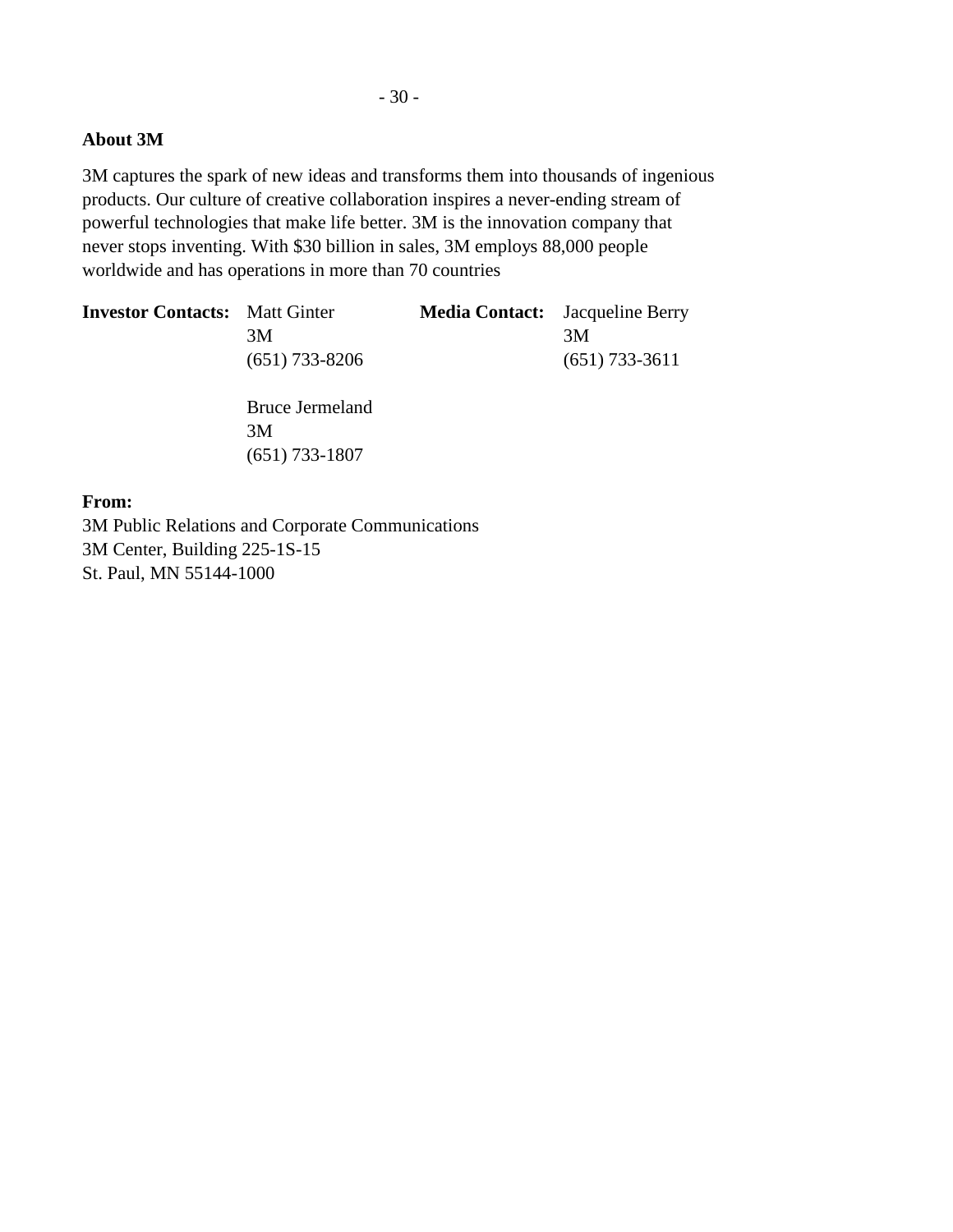**About 3M**

3M captures the spark of new ideas and transforms them into thousands of ingenious products. Our culture of creative collaboration inspires a never-ending stream of powerful technologies that make life better. 3M is the innovation company that never stops inventing. With $30 billion in sales, 3M employs 88,000 people worldwide and has operations in more than 70 countries

| | | | |
|---|---|---|---|
| **Investor Contacts:** | Matt Ginter<br>3M<br>(651) 733-8206 | **Media Contact:** | Jacqueline Berry<br>3M<br>(651) 733-3611 |
| | Bruce Jermeland<br>3M<br>(651) 733-1807 | | |

**From:**
3M Public Relations and Corporate Communications
3M Center, Building 225-1S-15
St. Paul, MN 55144-1000